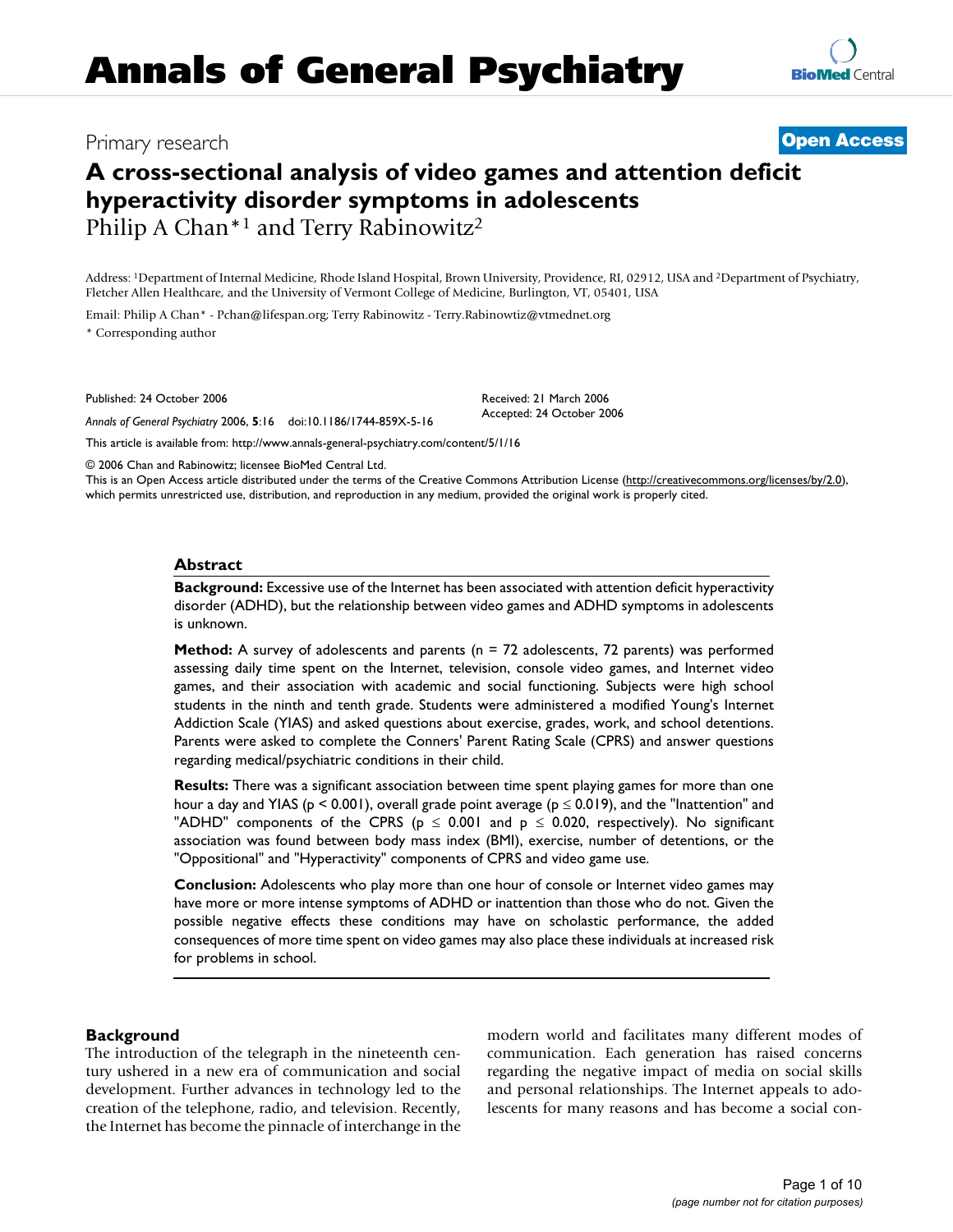# Annals of General Psychiatry

Primary research **Open Access**

## A cross-sectional analysis of video games and attention deficit hyperactivity disorder symptoms in adolescents

Philip A Chan*[1] and Terry Rabinowitz[2]

Address: [1]Department of Internal Medicine, Rhode Island Hospital, Brown University, Providence, RI, 02912, USA and [2]Department of Psychiatry, Fletcher Allen Healthcare, and the University of Vermont College of Medicine, Burlington, VT, 05401, USA

Email: Philip A Chan* - Pchan@lifespan.org; Terry Rabinowitz - Terry.Rabinowtiz@vtmednet.org

\* Corresponding author

Published: 24 October 2006

*Annals of General Psychiatry* 2006, **5**:16 doi:10.1186/1744-859X-5-16

Received: 21 March 2006
Accepted: 24 October 2006

This article is available from: http://www.annals-general-psychiatry.com/content/5/1/16

© 2006 Chan and Rabinowitz; licensee BioMed Central Ltd.
This is an Open Access article distributed under the terms of the Creative Commons Attribution License (http://creativecommons.org/licenses/by/2.0), which permits unrestricted use, distribution, and reproduction in any medium, provided the original work is properly cited.

### Abstract

**Background:** Excessive use of the Internet has been associated with attention deficit hyperactivity disorder (ADHD), but the relationship between video games and ADHD symptoms in adolescents is unknown.

**Method:** A survey of adolescents and parents (n = 72 adolescents, 72 parents) was performed assessing daily time spent on the Internet, television, console video games, and Internet video games, and their association with academic and social functioning. Subjects were high school students in the ninth and tenth grade. Students were administered a modified Young's Internet Addiction Scale (YIAS) and asked questions about exercise, grades, work, and school detentions. Parents were asked to complete the Conners' Parent Rating Scale (CPRS) and answer questions regarding medical/psychiatric conditions in their child.

**Results:** There was a significant association between time spent playing games for more than one hour a day and YIAS ($p < 0.001$), overall grade point average ($p \leq 0.019$), and the "Inattention" and "ADHD" components of the CPRS ($p \leq 0.001$ and $p \leq 0.020$, respectively). No significant association was found between body mass index (BMI), exercise, number of detentions, or the "Oppositional" and "Hyperactivity" components of CPRS and video game use.

**Conclusion:** Adolescents who play more than one hour of console or Internet video games may have more or more intense symptoms of ADHD or inattention than those who do not. Given the possible negative effects these conditions may have on scholastic performance, the added consequences of more time spent on video games may also place these individuals at increased risk for problems in school.

## Background

The introduction of the telegraph in the nineteenth century ushered in a new era of communication and social development. Further advances in technology led to the creation of the telephone, radio, and television. Recently, the Internet has become the pinnacle of interchange in the modern world and facilitates many different modes of communication. Each generation has raised concerns regarding the negative impact of media on social skills and personal relationships. The Internet appeals to adolescents for many reasons and has become a social con-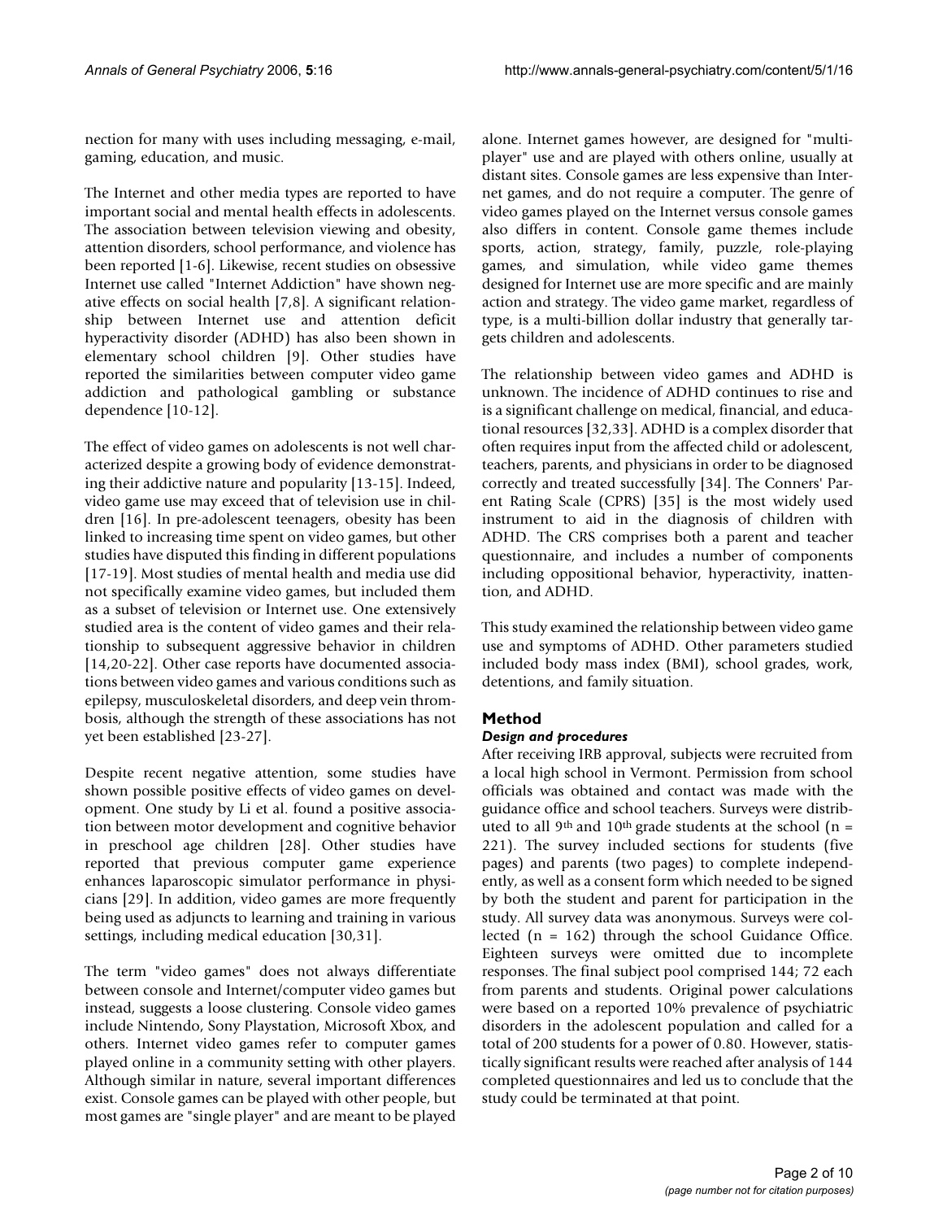nection for many with uses including messaging, e-mail, gaming, education, and music.

The Internet and other media types are reported to have important social and mental health effects in adolescents. The association between television viewing and obesity, attention disorders, school performance, and violence has been reported [1-6]. Likewise, recent studies on obsessive Internet use called "Internet Addiction" have shown negative effects on social health [7,8]. A significant relationship between Internet use and attention deficit hyperactivity disorder (ADHD) has also been shown in elementary school children [9]. Other studies have reported the similarities between computer video game addiction and pathological gambling or substance dependence [10-12].

The effect of video games on adolescents is not well characterized despite a growing body of evidence demonstrating their addictive nature and popularity [13-15]. Indeed, video game use may exceed that of television use in children [16]. In pre-adolescent teenagers, obesity has been linked to increasing time spent on video games, but other studies have disputed this finding in different populations [17-19]. Most studies of mental health and media use did not specifically examine video games, but included them as a subset of television or Internet use. One extensively studied area is the content of video games and their relationship to subsequent aggressive behavior in children [14,20-22]. Other case reports have documented associations between video games and various conditions such as epilepsy, musculoskeletal disorders, and deep vein thrombosis, although the strength of these associations has not yet been established [23-27].

Despite recent negative attention, some studies have shown possible positive effects of video games on development. One study by Li et al. found a positive association between motor development and cognitive behavior in preschool age children [28]. Other studies have reported that previous computer game experience enhances laparoscopic simulator performance in physicians [29]. In addition, video games are more frequently being used as adjuncts to learning and training in various settings, including medical education [30,31].

The term "video games" does not always differentiate between console and Internet/computer video games but instead, suggests a loose clustering. Console video games include Nintendo, Sony Playstation, Microsoft Xbox, and others. Internet video games refer to computer games played online in a community setting with other players. Although similar in nature, several important differences exist. Console games can be played with other people, but most games are "single player" and are meant to be played alone. Internet games however, are designed for "multi-player" use and are played with others online, usually at distant sites. Console games are less expensive than Internet games, and do not require a computer. The genre of video games played on the Internet versus console games also differs in content. Console game themes include sports, action, strategy, family, puzzle, role-playing games, and simulation, while video game themes designed for Internet use are more specific and are mainly action and strategy. The video game market, regardless of type, is a multi-billion dollar industry that generally targets children and adolescents.

The relationship between video games and ADHD is unknown. The incidence of ADHD continues to rise and is a significant challenge on medical, financial, and educational resources [32,33]. ADHD is a complex disorder that often requires input from the affected child or adolescent, teachers, parents, and physicians in order to be diagnosed correctly and treated successfully [34]. The Conners' Parent Rating Scale (CPRS) [35] is the most widely used instrument to aid in the diagnosis of children with ADHD. The CRS comprises both a parent and teacher questionnaire, and includes a number of components including oppositional behavior, hyperactivity, inattention, and ADHD.

This study examined the relationship between video game use and symptoms of ADHD. Other parameters studied included body mass index (BMI), school grades, work, detentions, and family situation.

## Method

### *Design and procedures*

After receiving IRB approval, subjects were recruited from a local high school in Vermont. Permission from school officials was obtained and contact was made with the guidance office and school teachers. Surveys were distributed to all 9th and 10th grade students at the school (n = 221). The survey included sections for students (five pages) and parents (two pages) to complete independently, as well as a consent form which needed to be signed by both the student and parent for participation in the study. All survey data was anonymous. Surveys were collected (n = 162) through the school Guidance Office. Eighteen surveys were omitted due to incomplete responses. The final subject pool comprised 144; 72 each from parents and students. Original power calculations were based on a reported 10% prevalence of psychiatric disorders in the adolescent population and called for a total of 200 students for a power of 0.80. However, statistically significant results were reached after analysis of 144 completed questionnaires and led us to conclude that the study could be terminated at that point.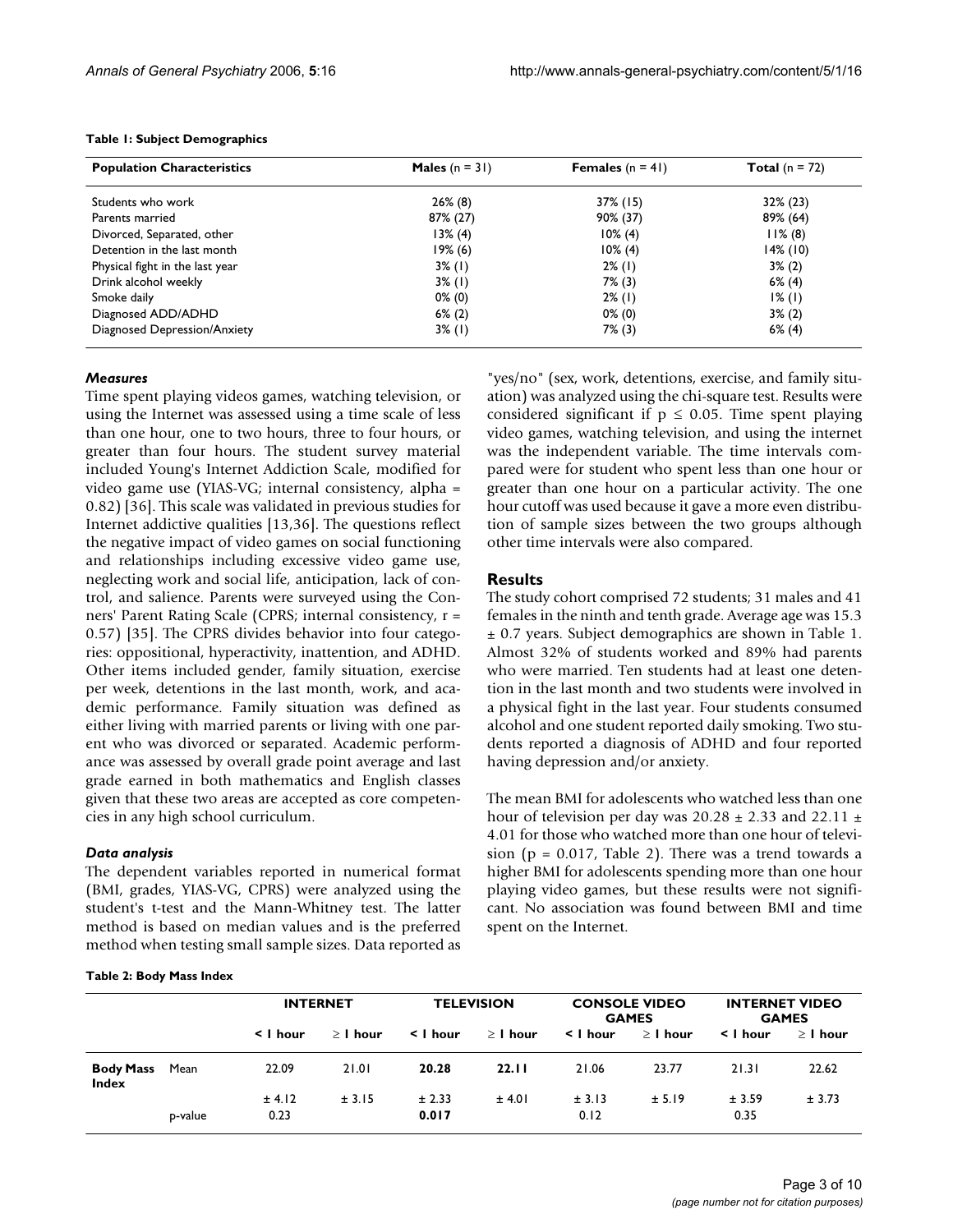**Table 1: Subject Demographics**

| Population Characteristics | Males (n = 31) | Females (n = 41) | Total (n = 72) |
| --- | --- | --- | --- |
| Students who work | 26% (8) | 37% (15) | 32% (23) |
| Parents married | 87% (27) | 90% (37) | 89% (64) |
| Divorced, Separated, other | 13% (4) | 10% (4) | 11% (8) |
| Detention in the last month | 19% (6) | 10% (4) | 14% (10) |
| Physical fight in the last year | 3% (1) | 2% (1) | 3% (2) |
| Drink alcohol weekly | 3% (1) | 7% (3) | 6% (4) |
| Smoke daily | 0% (0) | 2% (1) | 1% (1) |
| Diagnosed ADD/ADHD | 6% (2) | 0% (0) | 3% (2) |
| Diagnosed Depression/Anxiety | 3% (1) | 7% (3) | 6% (4) |

### *Measures*

Time spent playing videos games, watching television, or using the Internet was assessed using a time scale of less than one hour, one to two hours, three to four hours, or greater than four hours. The student survey material included Young's Internet Addiction Scale, modified for video game use (YIAS-VG; internal consistency, alpha = 0.82) [36]. This scale was validated in previous studies for Internet addictive qualities [13,36]. The questions reflect the negative impact of video games on social functioning and relationships including excessive video game use, neglecting work and social life, anticipation, lack of control, and salience. Parents were surveyed using the Conners' Parent Rating Scale (CPRS; internal consistency, r = 0.57) [35]. The CPRS divides behavior into four categories: oppositional, hyperactivity, inattention, and ADHD. Other items included gender, family situation, exercise per week, detentions in the last month, work, and academic performance. Family situation was defined as either living with married parents or living with one parent who was divorced or separated. Academic performance was assessed by overall grade point average and last grade earned in both mathematics and English classes given that these two areas are accepted as core competencies in any high school curriculum.

### *Data analysis*

The dependent variables reported in numerical format (BMI, grades, YIAS-VG, CPRS) were analyzed using the student's t-test and the Mann-Whitney test. The latter method is based on median values and is the preferred method when testing small sample sizes. Data reported as "yes/no" (sex, work, detentions, exercise, and family situation) was analyzed using the chi-square test. Results were considered significant if $p \leq 0.05$. Time spent playing video games, watching television, and using the internet was the independent variable. The time intervals compared were for student who spent less than one hour or greater than one hour on a particular activity. The one hour cutoff was used because it gave a more even distribution of sample sizes between the two groups although other time intervals were also compared.

## Results

The study cohort comprised 72 students; 31 males and 41 females in the ninth and tenth grade. Average age was 15.3 ± 0.7 years. Subject demographics are shown in Table 1. Almost 32% of students worked and 89% had parents who were married. Ten students had at least one detention in the last month and two students were involved in a physical fight in the last year. Four students consumed alcohol and one student reported daily smoking. Two students reported a diagnosis of ADHD and four reported having depression and/or anxiety.

The mean BMI for adolescents who watched less than one hour of television per day was 20.28 ± 2.33 and 22.11 ± 4.01 for those who watched more than one hour of television ($p = 0.017$, Table 2). There was a trend towards a higher BMI for adolescents spending more than one hour playing video games, but these results were not significant. No association was found between BMI and time spent on the Internet.

**Table 2: Body Mass Index**

| | | INTERNET | | TELEVISION | | CONSOLE VIDEO GAMES | | INTERNET VIDEO GAMES | |
| --- | --- | --- | --- | --- | --- | --- | --- | --- | --- |
| | | < 1 hour | ≥ 1 hour | < 1 hour | ≥ 1 hour | < 1 hour | ≥ 1 hour | < 1 hour | ≥ 1 hour |
| **Body Mass Index** | Mean | 22.09 | 21.01 | **20.28** | **22.11** | 21.06 | 23.77 | 21.31 | 22.62 |
| | | ± 4.12 | ± 3.15 | ± 2.33 | ± 4.01 | ± 3.13 | ± 5.19 | ± 3.59 | ± 3.73 |
| | p-value | 0.23 | | **0.017** | | 0.12 | | 0.35 | |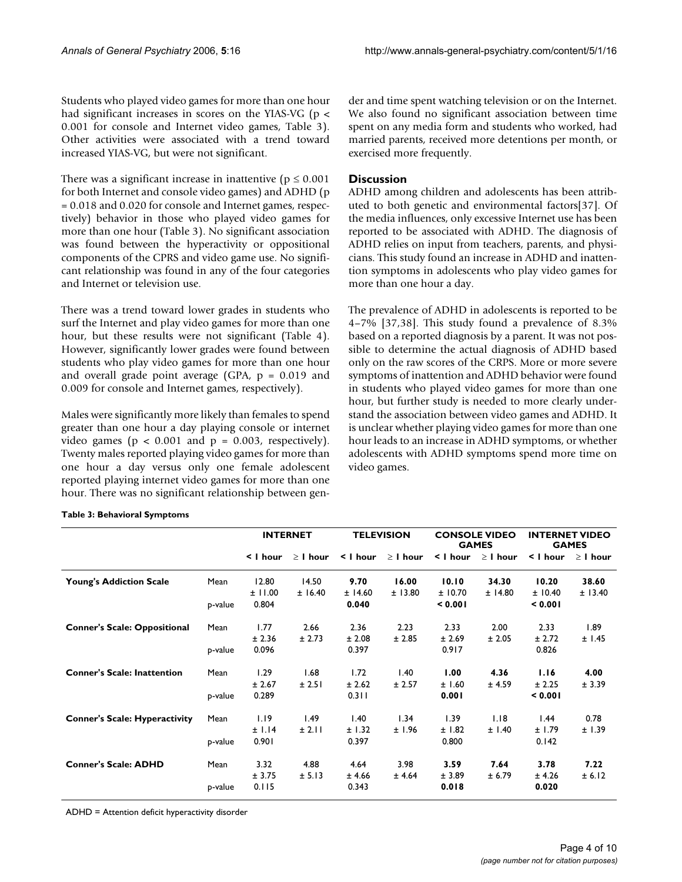Students who played video games for more than one hour had significant increases in scores on the YIAS-VG ($p < 0.001$ for console and Internet video games, Table 3). Other activities were associated with a trend toward increased YIAS-VG, but were not significant.

There was a significant increase in inattentive ($p \leq 0.001$ for both Internet and console video games) and ADHD ($p = 0.018$ and 0.020 for console and Internet games, respectively) behavior in those who played video games for more than one hour (Table 3). No significant association was found between the hyperactivity or oppositional components of the CPRS and video game use. No significant relationship was found in any of the four categories and Internet or television use.

There was a trend toward lower grades in students who surf the Internet and play video games for more than one hour, but these results were not significant (Table 4). However, significantly lower grades were found between students who play video games for more than one hour and overall grade point average (GPA, $p = 0.019$ and 0.009 for console and Internet games, respectively).

Males were significantly more likely than females to spend greater than one hour a day playing console or internet video games ($p < 0.001$ and $p = 0.003$, respectively). Twenty males reported playing video games for more than one hour a day versus only one female adolescent reported playing internet video games for more than one hour. There was no significant relationship between gender and time spent watching television or on the Internet. We also found no significant association between time spent on any media form and students who worked, had married parents, received more detentions per month, or exercised more frequently.

## Discussion

ADHD among children and adolescents has been attributed to both genetic and environmental factors[37]. Of the media influences, only excessive Internet use has been reported to be associated with ADHD. The diagnosis of ADHD relies on input from teachers, parents, and physicians. This study found an increase in ADHD and inattention symptoms in adolescents who play video games for more than one hour a day.

The prevalence of ADHD in adolescents is reported to be 4–7% [37,38]. This study found a prevalence of 8.3% based on a reported diagnosis by a parent. It was not possible to determine the actual diagnosis of ADHD based only on the raw scores of the CRPS. More or more severe symptoms of inattention and ADHD behavior were found in students who played video games for more than one hour, but further study is needed to more clearly understand the association between video games and ADHD. It is unclear whether playing video games for more than one hour leads to an increase in ADHD symptoms, or whether adolescents with ADHD symptoms spend more time on video games.

**Table 3: Behavioral Symptoms**

| | | INTERNET | | TELEVISION | | CONSOLE VIDEO GAMES | | INTERNET VIDEO GAMES | |
|---|---|---|---|---|---|---|---|---|---|
| | | < 1 hour | ≥ 1 hour | < 1 hour | ≥ 1 hour | < 1 hour | ≥ 1 hour | < 1 hour | ≥ 1 hour |
| **Young's Addiction Scale** | Mean | 12.80 ± 11.00 | 14.50 ± 16.40 | **9.70 ± 14.60** | **16.00 ± 13.80** | **10.10 ± 10.70** | **34.30 ± 14.80** | **10.20 ± 10.40** | **38.60 ± 13.40** |
| | p-value | 0.804 | | **0.040** | | **< 0.001** | | **< 0.001** | |
| **Conner's Scale: Oppositional** | Mean | 1.77 ± 2.36 | 2.66 ± 2.73 | 2.36 ± 2.08 | 2.23 ± 2.85 | 2.33 ± 2.69 | 2.00 ± 2.05 | 2.33 ± 2.72 | 1.89 ± 1.45 |
| | p-value | 0.096 | | 0.397 | | 0.917 | | 0.826 | |
| **Conner's Scale: Inattention** | Mean | 1.29 ± 2.67 | 1.68 ± 2.51 | 1.72 ± 2.62 | 1.40 ± 2.57 | **1.00 ± 1.60** | **4.36 ± 4.59** | **1.16 ± 2.25** | **4.00 ± 3.39** |
| | p-value | 0.289 | | 0.311 | | **0.001** | | **< 0.001** | |
| **Conner's Scale: Hyperactivity** | Mean | 1.19 ± 1.14 | 1.49 ± 2.11 | 1.40 ± 1.32 | 1.34 ± 1.96 | 1.39 ± 1.82 | 1.18 ± 1.40 | 1.44 ± 1.79 | 0.78 ± 1.39 |
| | p-value | 0.901 | | 0.397 | | 0.800 | | 0.142 | |
| **Conner's Scale: ADHD** | Mean | 3.32 ± 3.75 | 4.88 ± 5.13 | 4.64 ± 4.66 | 3.98 ± 4.64 | **3.59 ± 3.89** | **7.64 ± 6.79** | **3.78 ± 4.26** | **7.22 ± 6.12** |
| | p-value | 0.115 | | 0.343 | | **0.018** | | **0.020** | |

ADHD = Attention deficit hyperactivity disorder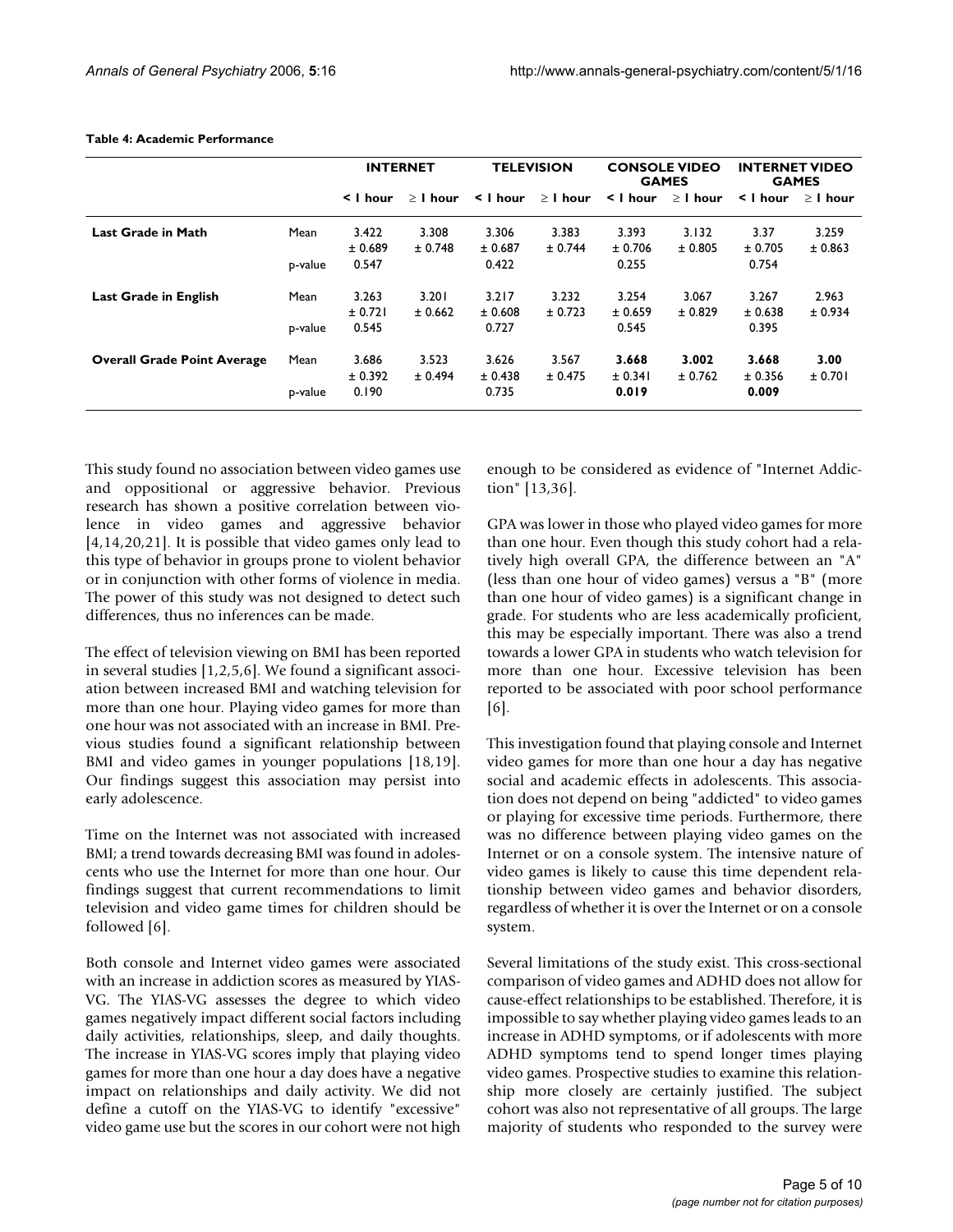**Table 4: Academic Performance**

| | | INTERNET | | TELEVISION | | CONSOLE VIDEO GAMES | | INTERNET VIDEO GAMES | |
|---|---|---|---|---|---|---|---|---|---|
| | | < 1 hour | ≥ 1 hour | < 1 hour | ≥ 1 hour | < 1 hour | ≥ 1 hour | < 1 hour | ≥ 1 hour |
| **Last Grade in Math** | Mean | 3.422 ± 0.689 | 3.308 ± 0.748 | 3.306 ± 0.687 | 3.383 ± 0.744 | 3.393 ± 0.706 | 3.132 ± 0.805 | 3.37 ± 0.705 | 3.259 ± 0.863 |
| | p-value | 0.547 | | 0.422 | | 0.255 | | 0.754 | |
| **Last Grade in English** | Mean | 3.263 ± 0.721 | 3.201 ± 0.662 | 3.217 ± 0.608 | 3.232 ± 0.723 | 3.254 ± 0.659 | 3.067 ± 0.829 | 3.267 ± 0.638 | 2.963 ± 0.934 |
| | p-value | 0.545 | | 0.727 | | 0.545 | | 0.395 | |
| **Overall Grade Point Average** | Mean | 3.686 ± 0.392 | 3.523 ± 0.494 | 3.626 ± 0.438 | 3.567 ± 0.475 | **3.668 ± 0.341** | **3.002 ± 0.762** | **3.668 ± 0.356** | **3.00 ± 0.701** |
| | p-value | 0.190 | | 0.735 | | **0.019** | | **0.009** | |

This study found no association between video games use and oppositional or aggressive behavior. Previous research has shown a positive correlation between violence in video games and aggressive behavior [4,14,20,21]. It is possible that video games only lead to this type of behavior in groups prone to violent behavior or in conjunction with other forms of violence in media. The power of this study was not designed to detect such differences, thus no inferences can be made.

The effect of television viewing on BMI has been reported in several studies [1,2,5,6]. We found a significant association between increased BMI and watching television for more than one hour. Playing video games for more than one hour was not associated with an increase in BMI. Previous studies found a significant relationship between BMI and video games in younger populations [18,19]. Our findings suggest this association may persist into early adolescence.

Time on the Internet was not associated with increased BMI; a trend towards decreasing BMI was found in adolescents who use the Internet for more than one hour. Our findings suggest that current recommendations to limit television and video game times for children should be followed [6].

Both console and Internet video games were associated with an increase in addiction scores as measured by YIAS-VG. The YIAS-VG assesses the degree to which video games negatively impact different social factors including daily activities, relationships, sleep, and daily thoughts. The increase in YIAS-VG scores imply that playing video games for more than one hour a day does have a negative impact on relationships and daily activity. We did not define a cutoff on the YIAS-VG to identify "excessive" video game use but the scores in our cohort were not high enough to be considered as evidence of "Internet Addiction" [13,36].

GPA was lower in those who played video games for more than one hour. Even though this study cohort had a relatively high overall GPA, the difference between an "A" (less than one hour of video games) versus a "B" (more than one hour of video games) is a significant change in grade. For students who are less academically proficient, this may be especially important. There was also a trend towards a lower GPA in students who watch television for more than one hour. Excessive television has been reported to be associated with poor school performance [6].

This investigation found that playing console and Internet video games for more than one hour a day has negative social and academic effects in adolescents. This association does not depend on being "addicted" to video games or playing for excessive time periods. Furthermore, there was no difference between playing video games on the Internet or on a console system. The intensive nature of video games is likely to cause this time dependent relationship between video games and behavior disorders, regardless of whether it is over the Internet or on a console system.

Several limitations of the study exist. This cross-sectional comparison of video games and ADHD does not allow for cause-effect relationships to be established. Therefore, it is impossible to say whether playing video games leads to an increase in ADHD symptoms, or if adolescents with more ADHD symptoms tend to spend longer times playing video games. Prospective studies to examine this relationship more closely are certainly justified. The subject cohort was also not representative of all groups. The large majority of students who responded to the survey were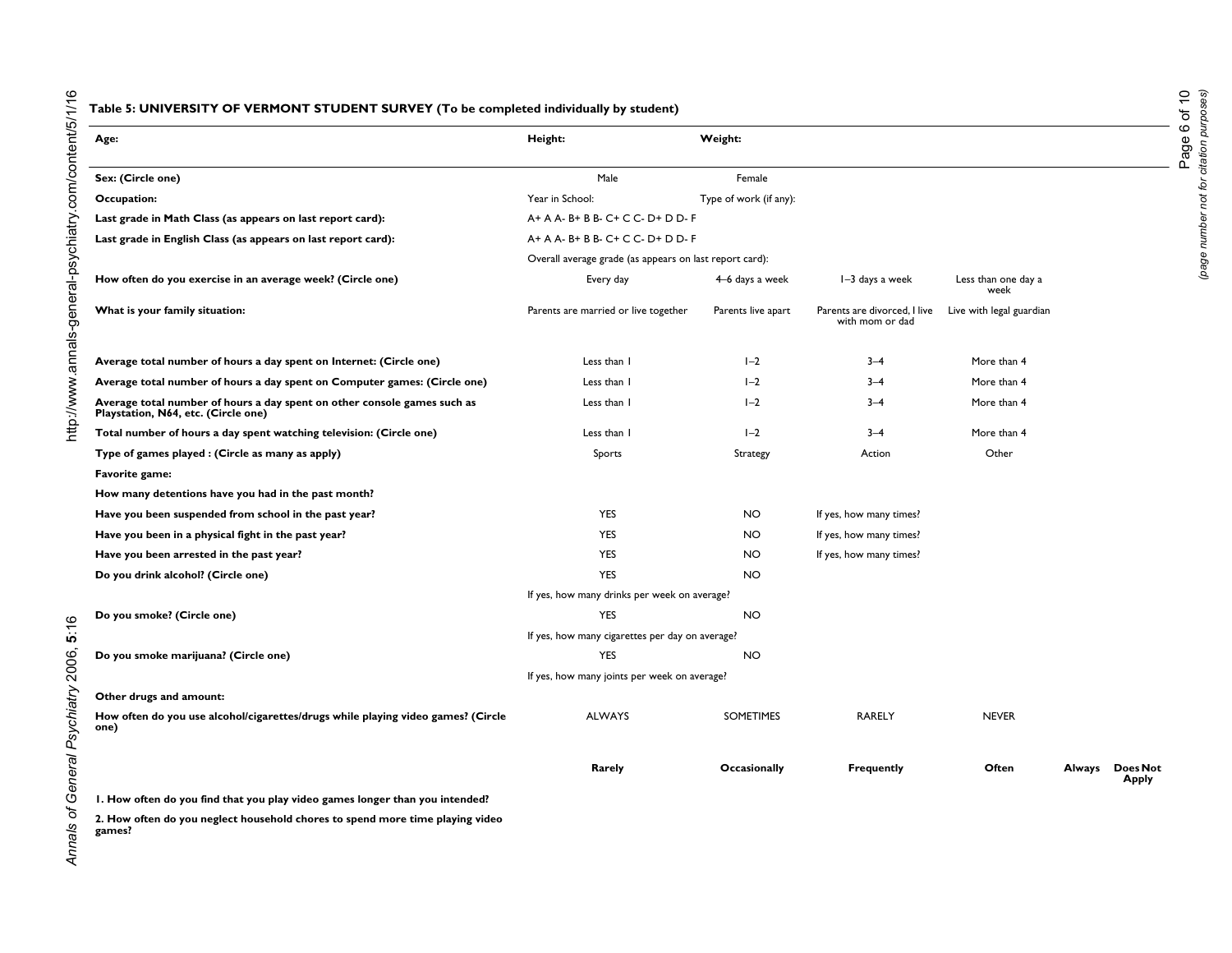**Table 5: UNIVERSITY OF VERMONT STUDENT SURVEY (To be completed individually by student)**

| **Age:** | **Height:** | **Weight:** | | | | |
|---|---|---|---|---|---|---|
| **Sex: (Circle one)** | Male | Female | | | | |
| **Occupation:** | Year in School: | Type of work (if any): | | | | |
| **Last grade in Math Class (as appears on last report card):** | A+ A A- B+ B B- C+ C C- D+ D D- F | | | | | |
| **Last grade in English Class (as appears on last report card):** | A+ A A- B+ B B- C+ C C- D+ D D- F | | | | | |
| | Overall average grade (as appears on last report card): | | | | | |
| **How often do you exercise in an average week? (Circle one)** | Every day | 4–6 days a week | 1–3 days a week | Less than one day a week | | |
| **What is your family situation:** | Parents are married or live together | Parents live apart | Parents are divorced, I live with mom or dad | Live with legal guardian | | |
| **Average total number of hours a day spent on Internet: (Circle one)** | Less than 1 | 1–2 | 3–4 | More than 4 | | |
| **Average total number of hours a day spent on Computer games: (Circle one)** | Less than 1 | 1–2 | 3–4 | More than 4 | | |
| **Average total number of hours a day spent on other console games such as Playstation, N64, etc. (Circle one)** | Less than 1 | 1–2 | 3–4 | More than 4 | | |
| **Total number of hours a day spent watching television: (Circle one)** | Less than 1 | 1–2 | 3–4 | More than 4 | | |
| **Type of games played : (Circle as many as apply)** | Sports | Strategy | Action | Other | | |
| **Favorite game:** | | | | | | |
| **How many detentions have you had in the past month?** | | | | | | |
| **Have you been suspended from school in the past year?** | YES | NO | If yes, how many times? | | | |
| **Have you been in a physical fight in the past year?** | YES | NO | If yes, how many times? | | | |
| **Have you been arrested in the past year?** | YES | NO | If yes, how many times? | | | |
| **Do you drink alcohol? (Circle one)** | YES | NO | | | | |
| | If yes, how many drinks per week on average? | | | | | |
| **Do you smoke? (Circle one)** | YES | NO | | | | |
| | If yes, how many cigarettes per day on average? | | | | | |
| **Do you smoke marijuana? (Circle one)** | YES | NO | | | | |
| | If yes, how many joints per week on average? | | | | | |
| **Other drugs and amount:** | | | | | | |
| **How often do you use alcohol/cigarettes/drugs while playing video games? (Circle one)** | ALWAYS | SOMETIMES | RARELY | NEVER | | |
| | **Rarely** | **Occasionally** | **Frequently** | **Often** | **Always** | **Does Not Apply** |
| **1. How often do you find that you play video games longer than you intended?** | | | | | | |
| **2. How often do you neglect household chores to spend more time playing video games?** | | | | | | |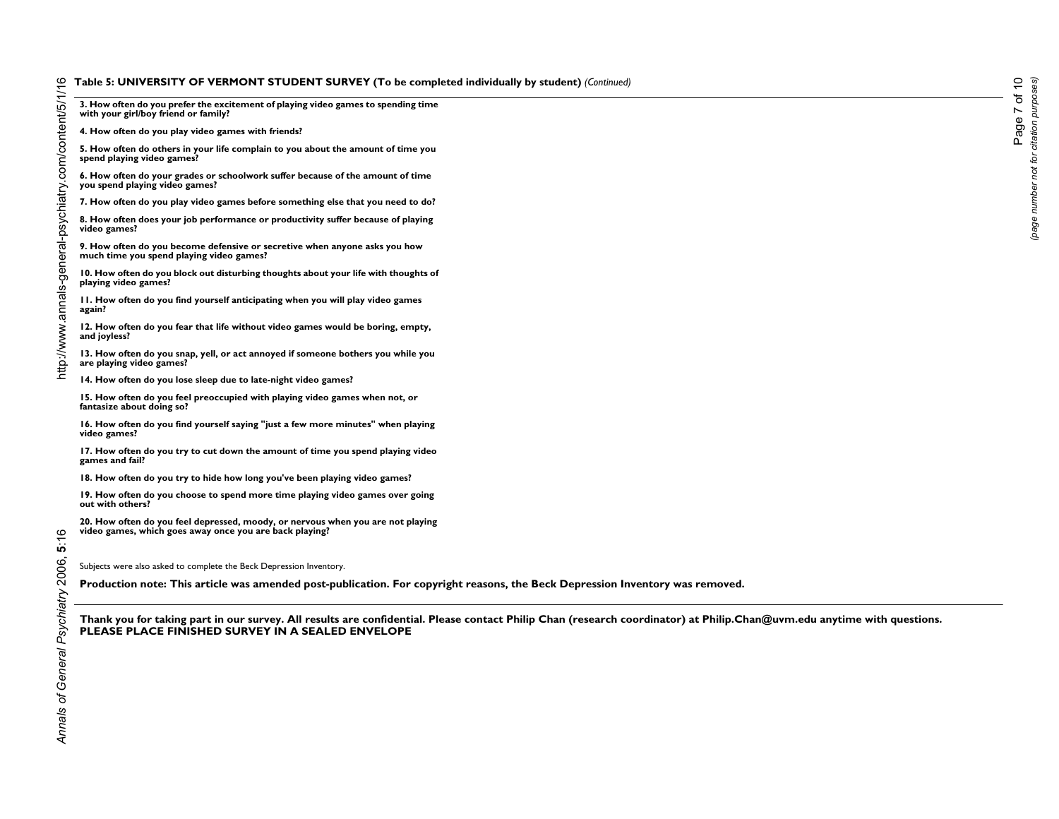**Table 5: UNIVERSITY OF VERMONT STUDENT SURVEY (To be completed individually by student)** *(Continued)*

**3. How often do you prefer the excitement of playing video games to spending time with your girl/boy friend or family?**

**4. How often do you play video games with friends?**

**5. How often do others in your life complain to you about the amount of time you spend playing video games?**

**6. How often do your grades or schoolwork suffer because of the amount of time you spend playing video games?**

**7. How often do you play video games before something else that you need to do?**

**8. How often does your job performance or productivity suffer because of playing video games?**

**9. How often do you become defensive or secretive when anyone asks you how much time you spend playing video games?**

**10. How often do you block out disturbing thoughts about your life with thoughts of playing video games?**

**11. How often do you find yourself anticipating when you will play video games again?**

**12. How often do you fear that life without video games would be boring, empty, and joyless?**

**13. How often do you snap, yell, or act annoyed if someone bothers you while you are playing video games?**

**14. How often do you lose sleep due to late-night video games?**

**15. How often do you feel preoccupied with playing video games when not, or fantasize about doing so?**

**16. How often do you find yourself saying "just a few more minutes" when playing video games?**

**17. How often do you try to cut down the amount of time you spend playing video games and fail?**

**18. How often do you try to hide how long you've been playing video games?**

**19. How often do you choose to spend more time playing video games over going out with others?**

**20. How often do you feel depressed, moody, or nervous when you are not playing video games, which goes away once you are back playing?**

Subjects were also asked to complete the Beck Depression Inventory.

**Production note: This article was amended post-publication. For copyright reasons, the Beck Depression Inventory was removed.**

**Thank you for taking part in our survey. All results are confidential. Please contact Philip Chan (research coordinator) at Philip.Chan@uvm.edu anytime with questions.**
**PLEASE PLACE FINISHED SURVEY IN A SEALED ENVELOPE**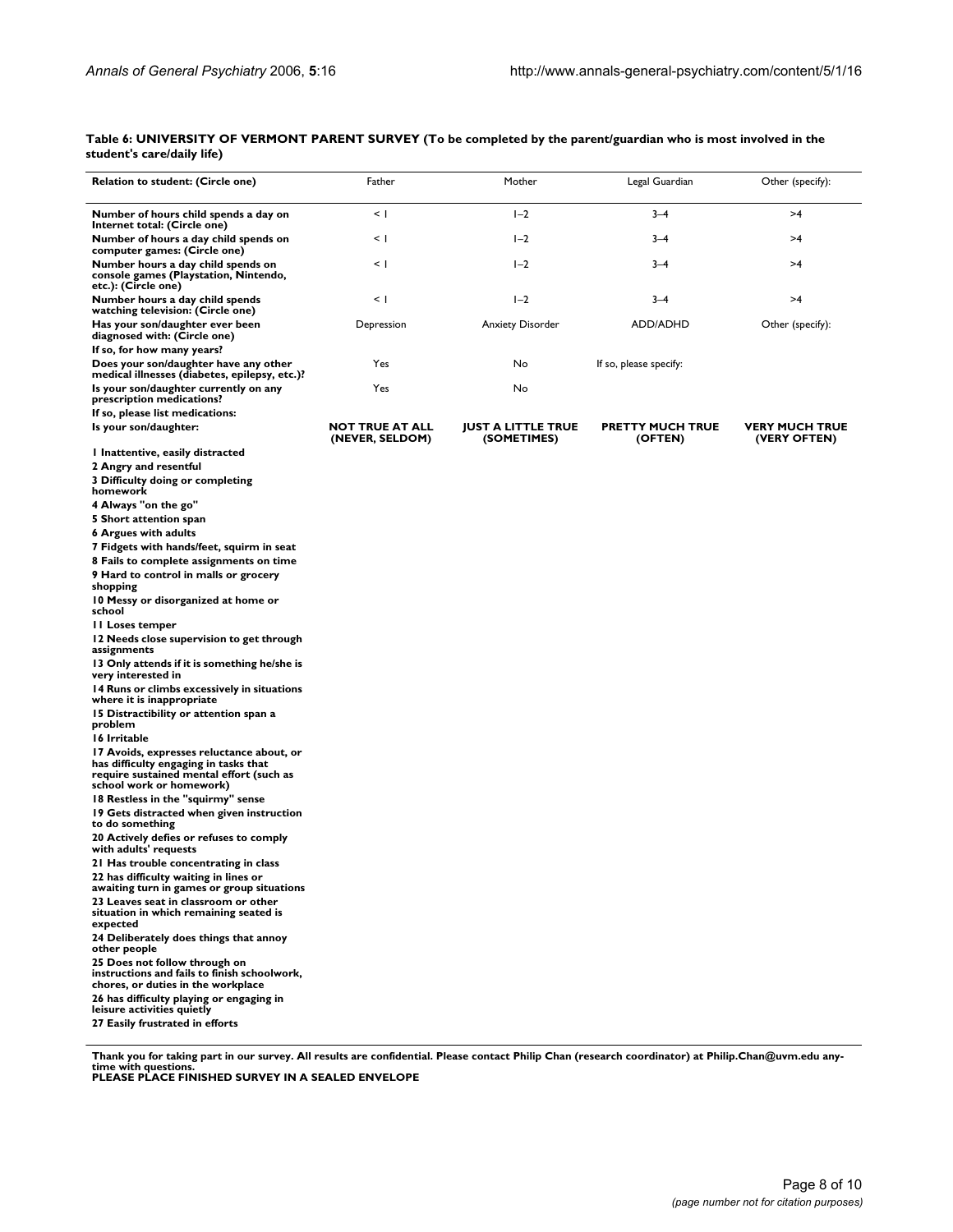**Table 6: UNIVERSITY OF VERMONT PARENT SURVEY (To be completed by the parent/guardian who is most involved in the student's care/daily life)**

| Relation to student: (Circle one) | Father | Mother | Legal Guardian | Other (specify): |
|---|---|---|---|---|
| **Number of hours child spends a day on Internet total: (Circle one)** | < 1 | 1–2 | 3–4 | >4 |
| **Number of hours a day child spends on computer games: (Circle one)** | < 1 | 1–2 | 3–4 | >4 |
| **Number hours a day child spends on console games (Playstation, Nintendo, etc.): (Circle one)** | < 1 | 1–2 | 3–4 | >4 |
| **Number hours a day child spends watching television: (Circle one)** | < 1 | 1–2 | 3–4 | >4 |
| **Has your son/daughter ever been diagnosed with: (Circle one)** | Depression | Anxiety Disorder | ADD/ADHD | Other (specify): |
| **If so, for how many years?** | | | | |
| **Does your son/daughter have any other medical illnesses (diabetes, epilepsy, etc.)?** | Yes | No | If so, please specify: | |
| **Is your son/daughter currently on any prescription medications?** | Yes | No | | |
| **If so, please list medications:** | | | | |
| **Is your son/daughter:** | **NOT TRUE AT ALL (NEVER, SELDOM)** | **JUST A LITTLE TRUE (SOMETIMES)** | **PRETTY MUCH TRUE (OFTEN)** | **VERY MUCH TRUE (VERY OFTEN)** |
| **1 Inattentive, easily distracted** | | | | |
| **2 Angry and resentful** | | | | |
| **3 Difficulty doing or completing homework** | | | | |
| **4 Always "on the go"** | | | | |
| **5 Short attention span** | | | | |
| **6 Argues with adults** | | | | |
| **7 Fidgets with hands/feet, squirm in seat** | | | | |
| **8 Fails to complete assignments on time** | | | | |
| **9 Hard to control in malls or grocery shopping** | | | | |
| **10 Messy or disorganized at home or school** | | | | |
| **11 Loses temper** | | | | |
| **12 Needs close supervision to get through assignments** | | | | |
| **13 Only attends if it is something he/she is very interested in** | | | | |
| **14 Runs or climbs excessively in situations where it is inappropriate** | | | | |
| **15 Distractibility or attention span a problem** | | | | |
| **16 Irritable** | | | | |
| **17 Avoids, expresses reluctance about, or has difficulty engaging in tasks that require sustained mental effort (such as school work or homework)** | | | | |
| **18 Restless in the "squirmy" sense** | | | | |
| **19 Gets distracted when given instruction to do something** | | | | |
| **20 Actively defies or refuses to comply with adults' requests** | | | | |
| **21 Has trouble concentrating in class** | | | | |
| **22 has difficulty waiting in lines or awaiting turn in games or group situations** | | | | |
| **23 Leaves seat in classroom or other situation in which remaining seated is expected** | | | | |
| **24 Deliberately does things that annoy other people** | | | | |
| **25 Does not follow through on instructions and fails to finish schoolwork, chores, or duties in the workplace** | | | | |
| **26 has difficulty playing or engaging in leisure activities quietly** | | | | |
| **27 Easily frustrated in efforts** | | | | |

**Thank you for taking part in our survey. All results are confidential. Please contact Philip Chan (research coordinator) at Philip.Chan@uvm.edu anytime with questions.**
**PLEASE PLACE FINISHED SURVEY IN A SEALED ENVELOPE**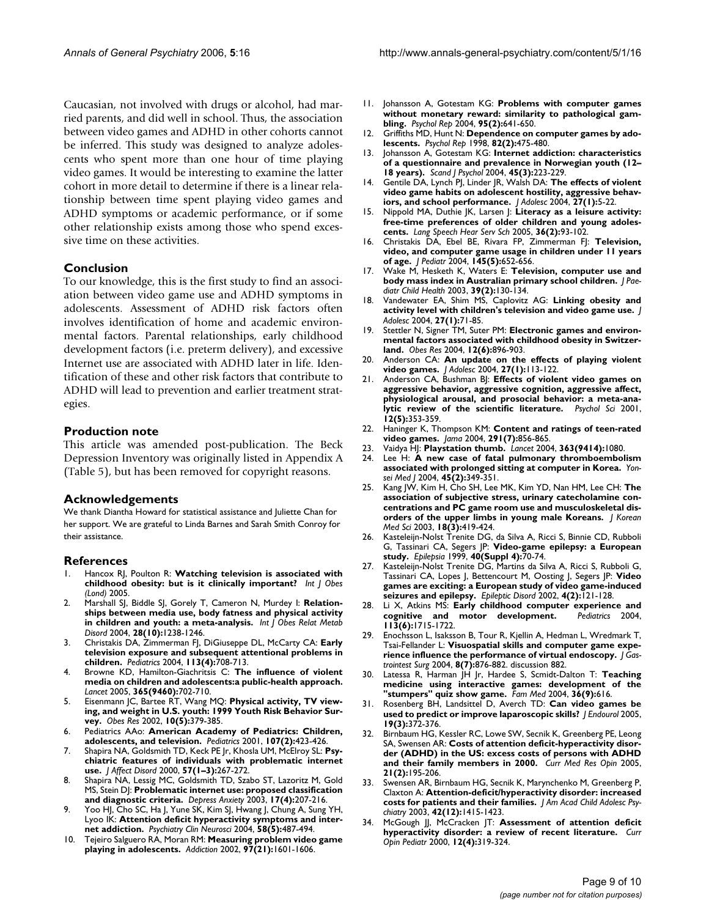Caucasian, not involved with drugs or alcohol, had married parents, and did well in school. Thus, the association between video games and ADHD in other cohorts cannot be inferred. This study was designed to analyze adolescents who spent more than one hour of time playing video games. It would be interesting to examine the latter cohort in more detail to determine if there is a linear relationship between time spent playing video games and ADHD symptoms or academic performance, or if some other relationship exists among those who spend excessive time on these activities.

## Conclusion

To our knowledge, this is the first study to find an association between video game use and ADHD symptoms in adolescents. Assessment of ADHD risk factors often involves identification of home and academic environmental factors. Parental relationships, early childhood development factors (i.e. preterm delivery), and excessive Internet use are associated with ADHD later in life. Identification of these and other risk factors that contribute to ADHD will lead to prevention and earlier treatment strategies.

## Production note

This article was amended post-publication. The Beck Depression Inventory was originally listed in Appendix A (Table 5), but has been removed for copyright reasons.

## Acknowledgements

We thank Diantha Howard for statistical assistance and Juliette Chan for her support. We are grateful to Linda Barnes and Sarah Smith Conroy for their assistance.

## References

1. Hancox RJ, Poulton R: **Watching television is associated with childhood obesity: but is it clinically important?** *Int J Obes (Lond)* 2005.
2. Marshall SJ, Biddle SJ, Gorely T, Cameron N, Murdey I: **Relationships between media use, body fatness and physical activity in children and youth: a meta-analysis.** *Int J Obes Relat Metab Disord* 2004, **28(10):**1238-1246.
3. Christakis DA, Zimmerman FJ, DiGiuseppe DL, McCarty CA: **Early television exposure and subsequent attentional problems in children.** *Pediatrics* 2004, **113(4):**708-713.
4. Browne KD, Hamilton-Giachritsis C: **The influence of violent media on children and adolescents:a public-health approach.** *Lancet* 2005, **365(9460):**702-710.
5. Eisenmann JC, Bartee RT, Wang MQ: **Physical activity, TV viewing, and weight in U.S. youth: 1999 Youth Risk Behavior Survey.** *Obes Res* 2002, **10(5):**379-385.
6. Pediatrics AAo: **American Academy of Pediatrics: Children, adolescents, and television.** *Pediatrics* 2001, **107(2):**423-426.
7. Shapira NA, Goldsmith TD, Keck PE Jr, Khosla UM, McElroy SL: **Psychiatric features of individuals with problematic internet use.** *J Affect Disord* 2000, **57(1–3):**267-272.
8. Shapira NA, Lessig MC, Goldsmith TD, Szabo ST, Lazoritz M, Gold MS, Stein DJ: **Problematic internet use: proposed classification and diagnostic criteria.** *Depress Anxiety* 2003, **17(4):**207-216.
9. Yoo HJ, Cho SC, Ha J, Yune SK, Kim SJ, Hwang J, Chung A, Sung YH, Lyoo IK: **Attention deficit hyperactivity symptoms and internet addiction.** *Psychiatry Clin Neurosci* 2004, **58(5):**487-494.
10. Tejeiro Salguero RA, Moran RM: **Measuring problem video game playing in adolescents.** *Addiction* 2002, **97(21):**1601-1606.
11. Johansson A, Gotestam KG: **Problems with computer games without monetary reward: similarity to pathological gambling.** *Psychol Rep* 2004, **95(2):**641-650.
12. Griffiths MD, Hunt N: **Dependence on computer games by adolescents.** *Psychol Rep* 1998, **82(2):**475-480.
13. Johansson A, Gotestam KG: **Internet addiction: characteristics of a questionnaire and prevalence in Norwegian youth (12–18 years).** *Scand J Psychol* 2004, **45(3):**223-229.
14. Gentile DA, Lynch PJ, Linder JR, Walsh DA: **The effects of violent video game habits on adolescent hostility, aggressive behaviors, and school performance.** *J Adolesc* 2004, **27(1):**5-22.
15. Nippold MA, Duthie JK, Larsen J: **Literacy as a leisure activity: free-time preferences of older children and young adolescents.** *Lang Speech Hear Serv Sch* 2005, **36(2):**93-102.
16. Christakis DA, Ebel BE, Rivara FP, Zimmerman FJ: **Television, video, and computer game usage in children under 11 years of age.** *J Pediatr* 2004, **145(5):**652-656.
17. Wake M, Hesketh K, Waters E: **Television, computer use and body mass index in Australian primary school children.** *J Paediatr Child Health* 2003, **39(2):**130-134.
18. Vandewater EA, Shim MS, Caplovitz AG: **Linking obesity and activity level with children's television and video game use.** *J Adolesc* 2004, **27(1):**71-85.
19. Stettler N, Signer TM, Suter PM: **Electronic games and environmental factors associated with childhood obesity in Switzerland.** *Obes Res* 2004, **12(6):**896-903.
20. Anderson CA: **An update on the effects of playing violent video games.** *J Adolesc* 2004, **27(1):**113-122.
21. Anderson CA, Bushman BJ: **Effects of violent video games on aggressive behavior, aggressive cognition, aggressive affect, physiological arousal, and prosocial behavior: a meta-analytic review of the scientific literature.** *Psychol Sci* 2001, **12(5):**353-359.
22. Haninger K, Thompson KM: **Content and ratings of teen-rated video games.** *Jama* 2004, **291(7):**856-865.
23. Vaidya HJ: **Playstation thumb.** *Lancet* 2004, **363(9414):**1080.
24. Lee H: **A new case of fatal pulmonary thromboembolism associated with prolonged sitting at computer in Korea.** *Yonsei Med J* 2004, **45(2):**349-351.
25. Kang JW, Kim H, Cho SH, Lee MK, Kim YD, Nan HM, Lee CH: **The association of subjective stress, urinary catecholamine concentrations and PC game room use and musculoskeletal disorders of the upper limbs in young male Koreans.** *J Korean Med Sci* 2003, **18(3):**419-424.
26. Kasteleijn-Nolst Trenite DG, da Silva A, Ricci S, Binnie CD, Rubboli G, Tassinari CA, Segers JP: **Video-game epilepsy: a European study.** *Epilepsia* 1999, **40(Suppl 4):**70-74.
27. Kasteleijn-Nolst Trenite DG, Martins da Silva A, Ricci S, Rubboli G, Tassinari CA, Lopes J, Bettencourt M, Oosting J, Segers JP: **Video games are exciting: a European study of video game-induced seizures and epilepsy.** *Epileptic Disord* 2002, **4(2):**121-128.
28. Li X, Atkins MS: **Early childhood computer experience and cognitive and motor development.** *Pediatrics* 2004, **113(6):**1715-1722.
29. Enochsson L, Isaksson B, Tour R, Kjellin A, Hedman L, Wredmark T, Tsai-Fellander L: **Visuospatial skills and computer game experience influence the performance of virtual endoscopy.** *J Gastrointest Surg* 2004, **8(7):**876-882. discussion 882.
30. Latessa R, Harman JH Jr, Hardee S, Schmidt-Dalton T: **Teaching medicine using interactive games: development of the "stumpers" quiz show game.** *Fam Med* 2004, **36(9):**616.
31. Rosenberg BH, Landsittel D, Averch TD: **Can video games be used to predict or improve laparoscopic skills?** *J Endourol* 2005, **19(3):**372-376.
32. Birnbaum HG, Kessler RC, Lowe SW, Secnik K, Greenberg PE, Leong SA, Swensen AR: **Costs of attention deficit-hyperactivity disorder (ADHD) in the US: excess costs of persons with ADHD and their family members in 2000.** *Curr Med Res Opin* 2005, **21(2):**195-206.
33. Swensen AR, Birnbaum HG, Secnik K, Marynchenko M, Greenberg P, Claxton A: **Attention-deficit/hyperactivity disorder: increased costs for patients and their families.** *J Am Acad Child Adolesc Psychiatry* 2003, **42(12):**1415-1423.
34. McGough JJ, McCracken JT: **Assessment of attention deficit hyperactivity disorder: a review of recent literature.** *Curr Opin Pediatr* 2000, **12(4):**319-324.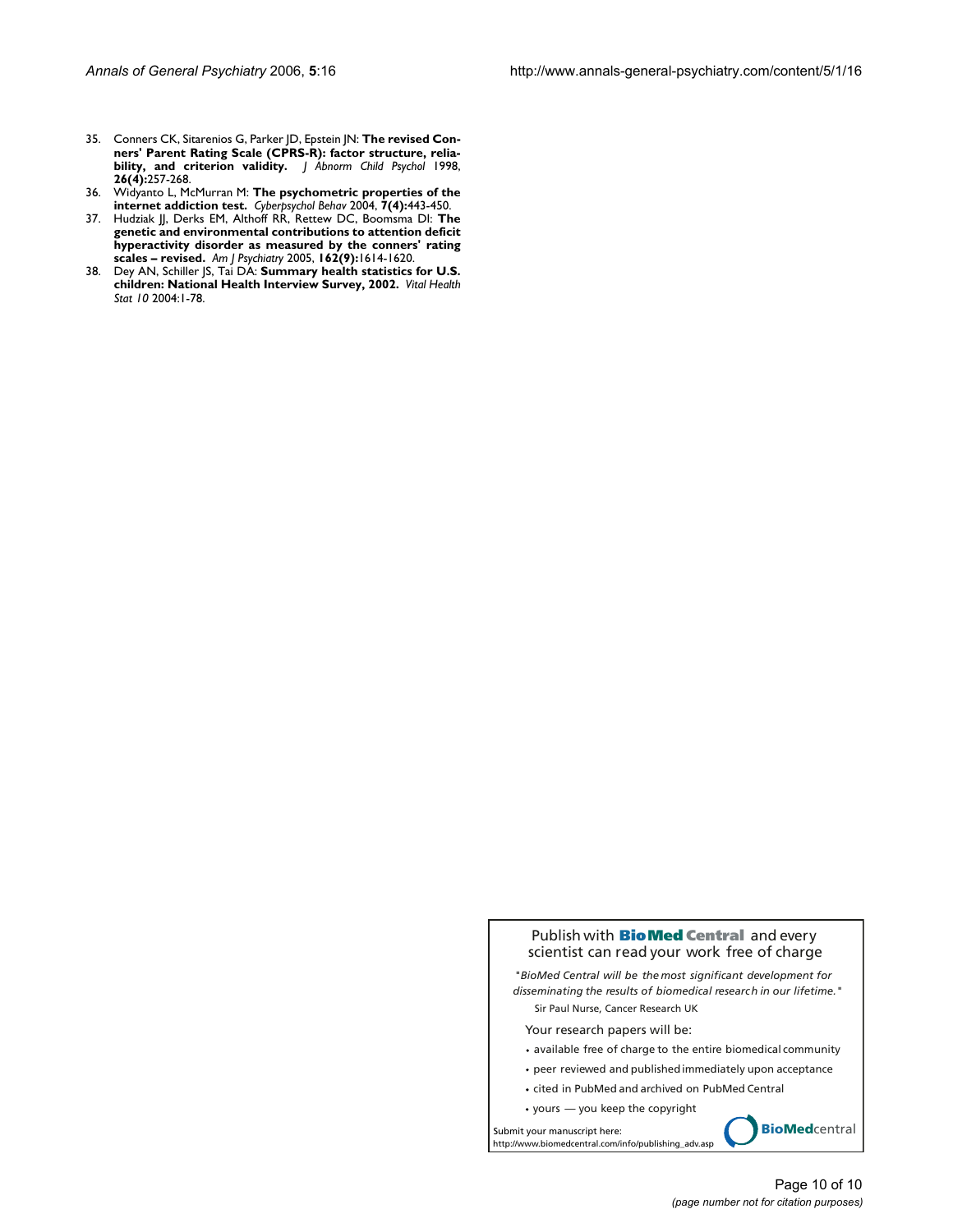35. Conners CK, Sitarenios G, Parker JD, Epstein JN: **The revised Conners' Parent Rating Scale (CPRS-R): factor structure, reliability, and criterion validity.** *J Abnorm Child Psychol* 1998, **26(4):**257-268.
36. Widyanto L, McMurran M: **The psychometric properties of the internet addiction test.** *Cyberpsychol Behav* 2004, **7(4):**443-450.
37. Hudziak JJ, Derks EM, Althoff RR, Rettew DC, Boomsma DI: **The genetic and environmental contributions to attention deficit hyperactivity disorder as measured by the conners' rating scales – revised.** *Am J Psychiatry* 2005, **162(9):**1614-1620.
38. Dey AN, Schiller JS, Tai DA: **Summary health statistics for U.S. children: National Health Interview Survey, 2002.** *Vital Health Stat 10* 2004:1-78.

Publish with **BioMed Central** and every scientist can read your work free of charge

*"BioMed Central will be the most significant development for disseminating the results of biomedical research in our lifetime."*

Sir Paul Nurse, Cancer Research UK

Your research papers will be:

- available free of charge to the entire biomedical community
- peer reviewed and published immediately upon acceptance
- cited in PubMed and archived on PubMed Central
- yours — you keep the copyright

Submit your manuscript here:
http://www.biomedcentral.com/info/publishing_adv.asp

**BioMed**central